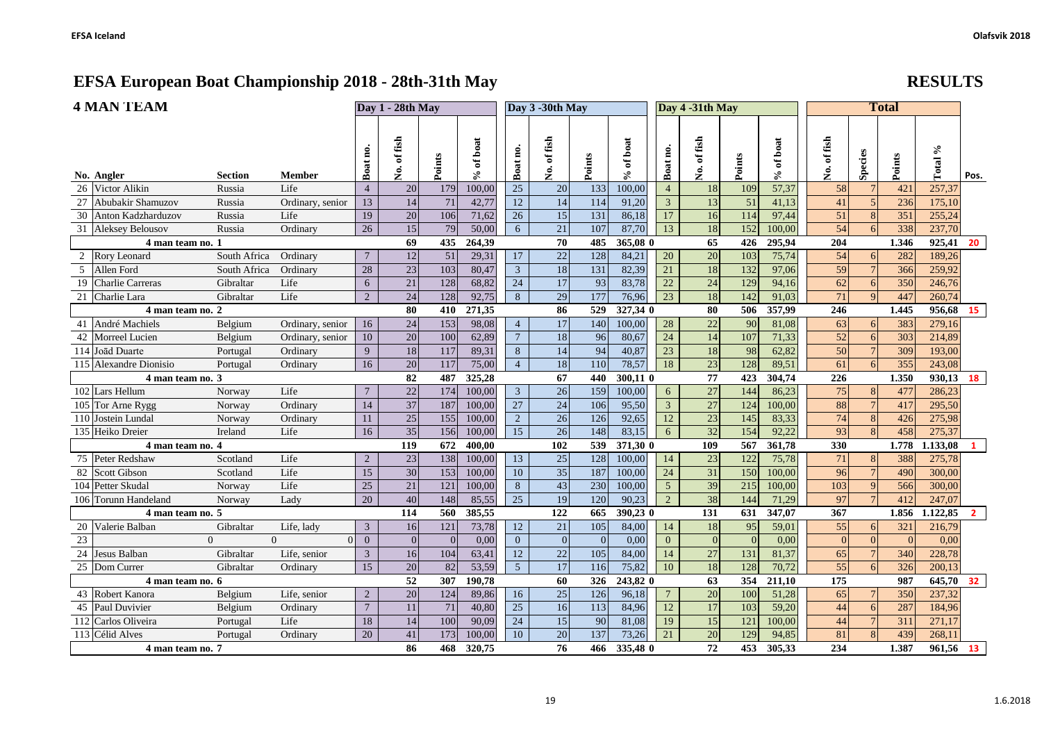# EFSA European Boat Championship 2018 - 28th-31th May

## RESULTS

### 4 MAN TEAM

| No. | Angler | Section | Member | Day 1 - 28th May Boat no. | No. of fish | Points | % of boat | Day 3 -30th May Boat no. | No. of fish | Points | % of boat | Day 4 -31th May Boat no. | No. of fish | Points | % of boat | Total No. of fish | Species | Points | Total % | Pos. |
|---|---|---|---|---|---|---|---|---|---|---|---|---|---|---|---|---|---|---|---|---|
| 26 | Victor Alikin | Russia | Life | 4 | 20 | 179 | 100,00 | 25 | 20 | 133 | 100,00 | 4 | 18 | 109 | 57,37 | 58 | 7 | 421 | 257,37 | |
| 27 | Abubakir Shamuzov | Russia | Ordinary, senior | 13 | 14 | 71 | 42,77 | 12 | 14 | 114 | 91,20 | 3 | 13 | 51 | 41,13 | 41 | 5 | 236 | 175,10 | |
| 30 | Anton Kadzharduzov | Russia | Life | 19 | 20 | 106 | 71,62 | 26 | 15 | 131 | 86,18 | 17 | 16 | 114 | 97,44 | 51 | 8 | 351 | 255,24 | |
| 31 | Aleksey Belousov | Russia | Ordinary | 26 | 15 | 79 | 50,00 | 6 | 21 | 107 | 87,70 | 13 | 18 | 152 | 100,00 | 54 | 6 | 338 | 237,70 | |
| | **4 man team no. 1** | | | | **69** | **435** | **264,39** | | **70** | **485** | **365,08 0** | | **65** | **426** | **295,94** | **204** | | **1.346** | **925,41** | **20** |
| 2 | Rory Leonard | South Africa | Ordinary | 7 | 12 | 51 | 29,31 | 17 | 22 | 128 | 84,21 | 20 | 20 | 103 | 75,74 | 54 | 6 | 282 | 189,26 | |
| 5 | Allen Ford | South Africa | Ordinary | 28 | 23 | 103 | 80,47 | 3 | 18 | 131 | 82,39 | 21 | 18 | 132 | 97,06 | 59 | 7 | 366 | 259,92 | |
| 19 | Charlie Carreras | Gibraltar | Life | 6 | 21 | 128 | 68,82 | 24 | 17 | 93 | 83,78 | 22 | 24 | 129 | 94,16 | 62 | 6 | 350 | 246,76 | |
| 21 | Charlie Lara | Gibraltar | Life | 2 | 24 | 128 | 92,75 | 8 | 29 | 177 | 76,96 | 23 | 18 | 142 | 91,03 | 71 | 9 | 447 | 260,74 | |
| | **4 man team no. 2** | | | | **80** | **410** | **271,35** | | **86** | **529** | **327,34 0** | | **80** | **506** | **357,99** | **246** | | **1.445** | **956,68** | **15** |
| 41 | André Machiels | Belgium | Ordinary, senior | 16 | 24 | 153 | 98,08 | 4 | 17 | 140 | 100,00 | 28 | 22 | 90 | 81,08 | 63 | 6 | 383 | 279,16 | |
| 42 | Morreel Lucien | Belgium | Ordinary, senior | 10 | 20 | 100 | 62,89 | 7 | 18 | 96 | 80,67 | 24 | 14 | 107 | 71,33 | 52 | 6 | 303 | 214,89 | |
| 114 | Joãd Duarte | Portugal | Ordinary | 9 | 18 | 117 | 89,31 | 8 | 14 | 94 | 40,87 | 23 | 18 | 98 | 62,82 | 50 | 7 | 309 | 193,00 | |
| 115 | Alexandre Dionisio | Portugal | Ordinary | 16 | 20 | 117 | 75,00 | 4 | 18 | 110 | 78,57 | 18 | 23 | 128 | 89,51 | 61 | 6 | 355 | 243,08 | |
| | **4 man team no. 3** | | | | **82** | **487** | **325,28** | | **67** | **440** | **300,11 0** | | **77** | **423** | **304,74** | **226** | | **1.350** | **930,13** | **18** |
| 102 | Lars Hellum | Norway | Life | 7 | 22 | 174 | 100,00 | 3 | 26 | 159 | 100,00 | 6 | 27 | 144 | 86,23 | 75 | 8 | 477 | 286,23 | |
| 105 | Tor Arne Rygg | Norway | Ordinary | 14 | 37 | 187 | 100,00 | 27 | 24 | 106 | 95,50 | 3 | 27 | 124 | 100,00 | 88 | 7 | 417 | 295,50 | |
| 110 | Jostein Lundal | Norway | Ordinary | 11 | 25 | 155 | 100,00 | 2 | 26 | 126 | 92,65 | 12 | 23 | 145 | 83,33 | 74 | 8 | 426 | 275,98 | |
| 135 | Heiko Dreier | Ireland | Life | 16 | 35 | 156 | 100,00 | 15 | 26 | 148 | 83,15 | 6 | 32 | 154 | 92,22 | 93 | 8 | 458 | 275,37 | |
| | **4 man team no. 4** | | | | **119** | **672** | **400,00** | | **102** | **539** | **371,30 0** | | **109** | **567** | **361,78** | **330** | | **1.778** | **1.133,08** | **1** |
| 75 | Peter Redshaw | Scotland | Life | 2 | 23 | 138 | 100,00 | 13 | 25 | 128 | 100,00 | 14 | 23 | 122 | 75,78 | 71 | 8 | 388 | 275,78 | |
| 82 | Scott Gibson | Scotland | Life | 15 | 30 | 153 | 100,00 | 10 | 35 | 187 | 100,00 | 24 | 31 | 150 | 100,00 | 96 | 7 | 490 | 300,00 | |
| 104 | Petter Skudal | Norway | Life | 25 | 21 | 121 | 100,00 | 8 | 43 | 230 | 100,00 | 5 | 39 | 215 | 100,00 | 103 | 9 | 566 | 300,00 | |
| 106 | Torunn Handeland | Norway | Lady | 20 | 40 | 148 | 85,55 | 25 | 19 | 120 | 90,23 | 2 | 38 | 144 | 71,29 | 97 | 7 | 412 | 247,07 | |
| | **4 man team no. 5** | | | | **114** | **560** | **385,55** | | **122** | **665** | **390,23 0** | | **131** | **631** | **347,07** | **367** | | **1.856** | **1.122,85** | **2** |
| 20 | Valerie Balban | Gibraltar | Life, lady | 3 | 16 | 121 | 73,78 | 12 | 21 | 105 | 84,00 | 14 | 18 | 95 | 59,01 | 55 | 6 | 321 | 216,79 | |
| 23 | 0 | 0 | 0 | 0 | 0 | 0 | 0,00 | 0 | 0 | 0 | 0,00 | 0 | 0 | 0 | 0,00 | 0 | 0 | 0 | 0,00 | |
| 24 | Jesus Balban | Gibraltar | Life, senior | 3 | 16 | 104 | 63,41 | 12 | 22 | 105 | 84,00 | 14 | 27 | 131 | 81,37 | 65 | 7 | 340 | 228,78 | |
| 25 | Dom Currer | Gibraltar | Ordinary | 15 | 20 | 82 | 53,59 | 5 | 17 | 116 | 75,82 | 10 | 18 | 128 | 70,72 | 55 | 6 | 326 | 200,13 | |
| | **4 man team no. 6** | | | | **52** | **307** | **190,78** | | **60** | **326** | **243,82 0** | | **63** | **354** | **211,10** | **175** | | **987** | **645,70** | **32** |
| 43 | Robert Kanora | Belgium | Life, senior | 2 | 20 | 124 | 89,86 | 16 | 25 | 126 | 96,18 | 7 | 20 | 100 | 51,28 | 65 | 7 | 350 | 237,32 | |
| 45 | Paul Duvivier | Belgium | Ordinary | 7 | 11 | 71 | 40,80 | 25 | 16 | 113 | 84,96 | 12 | 17 | 103 | 59,20 | 44 | 6 | 287 | 184,96 | |
| 112 | Carlos Oliveira | Portugal | Life | 18 | 14 | 100 | 90,09 | 24 | 15 | 90 | 81,08 | 19 | 15 | 121 | 100,00 | 44 | 7 | 311 | 271,17 | |
| 113 | Célid Alves | Portugal | Ordinary | 20 | 41 | 173 | 100,00 | 10 | 20 | 137 | 73,26 | 21 | 20 | 129 | 94,85 | 81 | 8 | 439 | 268,11 | |
| | **4 man team no. 7** | | | | **86** | **468** | **320,75** | | **76** | **466** | **335,48 0** | | **72** | **453** | **305,33** | **234** | | **1.387** | **961,56** | **13** |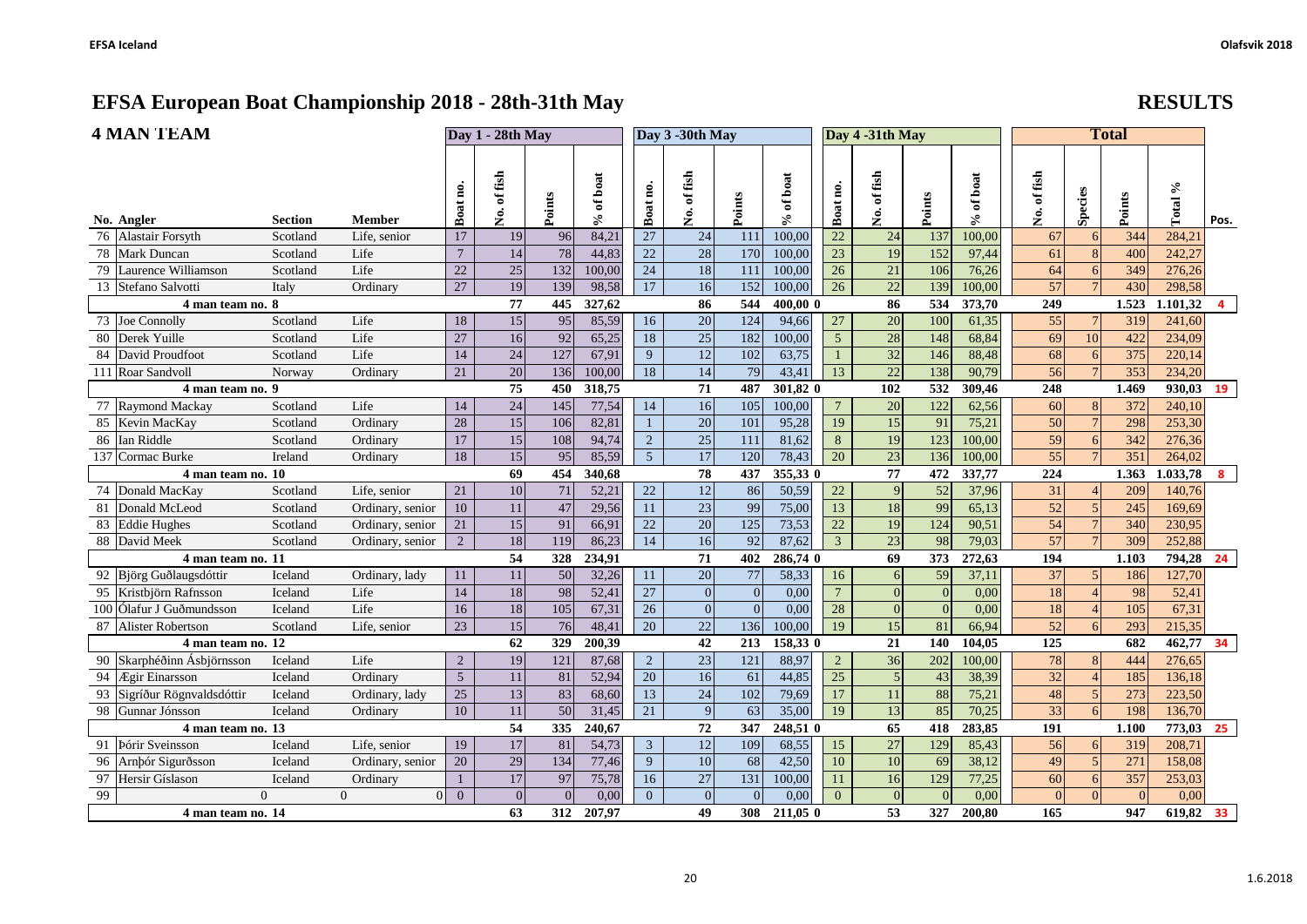# EFSA European Boat Championship 2018 - 28th-31th May

## RESULTS

### 4 MAN TEAM

| No. | Angler | Section | Member | Day 1 - 28th May | | | | Day 3 -30th May | | | | Day 4 -31th May | | | | Total | | | | Pos. |
|---|---|---|---|---|---|---|---|---|---|---|---|---|---|---|---|---|---|---|---|---|
| | | | | Boat no. | No. of fish | Points | % of boat | Boat no. | No. of fish | Points | % of boat | Boat no. | No. of fish | Points | % of boat | No. of fish | Species | Points | Total % | |
| 76 | Alastair Forsyth | Scotland | Life, senior | 17 | 19 | 96 | 84,21 | 27 | 24 | 111 | 100,00 | 22 | 24 | 137 | 100,00 | 67 | 6 | 344 | 284,21 | |
| 78 | Mark Duncan | Scotland | Life | 7 | 14 | 78 | 44,83 | 22 | 28 | 170 | 100,00 | 23 | 19 | 152 | 97,44 | 61 | 8 | 400 | 242,27 | |
| 79 | Laurence Williamson | Scotland | Life | 22 | 25 | 132 | 100,00 | 24 | 18 | 111 | 100,00 | 26 | 21 | 106 | 76,26 | 64 | 6 | 349 | 276,26 | |
| 13 | Stefano Salvotti | Italy | Ordinary | 27 | 19 | 139 | 98,58 | 17 | 16 | 152 | 100,00 | 26 | 22 | 139 | 100,00 | 57 | 7 | 430 | 298,58 | |
| | **4 man team no. 8** | | | | **77** | **445** | **327,62** | | **86** | **544** | **400,00 0** | | **86** | **534** | **373,70** | **249** | | **1.523** | **1.101,32** | **4** |
| 73 | Joe Connolly | Scotland | Life | 18 | 15 | 95 | 85,59 | 16 | 20 | 124 | 94,66 | 27 | 20 | 100 | 61,35 | 55 | 7 | 319 | 241,60 | |
| 80 | Derek Yuille | Scotland | Life | 27 | 16 | 92 | 65,25 | 18 | 25 | 182 | 100,00 | 5 | 28 | 148 | 68,84 | 69 | 10 | 422 | 234,09 | |
| 84 | David Proudfoot | Scotland | Life | 14 | 24 | 127 | 67,91 | 9 | 12 | 102 | 63,75 | 1 | 32 | 146 | 88,48 | 68 | 6 | 375 | 220,14 | |
| 111 | Roar Sandvoll | Norway | Ordinary | 21 | 20 | 136 | 100,00 | 18 | 14 | 79 | 43,41 | 13 | 22 | 138 | 90,79 | 56 | 7 | 353 | 234,20 | |
| | **4 man team no. 9** | | | | **75** | **450** | **318,75** | | **71** | **487** | **301,82 0** | | **102** | **532** | **309,46** | **248** | | **1.469** | **930,03** | **19** |
| 77 | Raymond Mackay | Scotland | Life | 14 | 24 | 145 | 77,54 | 14 | 16 | 105 | 100,00 | 7 | 20 | 122 | 62,56 | 60 | 8 | 372 | 240,10 | |
| 85 | Kevin MacKay | Scotland | Ordinary | 28 | 15 | 106 | 82,81 | 1 | 20 | 101 | 95,28 | 19 | 15 | 91 | 75,21 | 50 | 7 | 298 | 253,30 | |
| 86 | Ian Riddle | Scotland | Ordinary | 17 | 15 | 108 | 94,74 | 2 | 25 | 111 | 81,62 | 8 | 19 | 123 | 100,00 | 59 | 6 | 342 | 276,36 | |
| 137 | Cormac Burke | Ireland | Ordinary | 18 | 15 | 95 | 85,59 | 5 | 17 | 120 | 78,43 | 20 | 23 | 136 | 100,00 | 55 | 7 | 351 | 264,02 | |
| | **4 man team no. 10** | | | | **69** | **454** | **340,68** | | **78** | **437** | **355,33 0** | | **77** | **472** | **337,77** | **224** | | **1.363** | **1.033,78** | **8** |
| 74 | Donald MacKay | Scotland | Life, senior | 21 | 10 | 71 | 52,21 | 22 | 12 | 86 | 50,59 | 22 | 9 | 52 | 37,96 | 31 | 4 | 209 | 140,76 | |
| 81 | Donald McLeod | Scotland | Ordinary, senior | 10 | 11 | 47 | 29,56 | 11 | 23 | 99 | 75,00 | 13 | 18 | 99 | 65,13 | 52 | 5 | 245 | 169,69 | |
| 83 | Eddie Hughes | Scotland | Ordinary, senior | 21 | 15 | 91 | 66,91 | 22 | 20 | 125 | 73,53 | 22 | 19 | 124 | 90,51 | 54 | 7 | 340 | 230,95 | |
| 88 | David Meek | Scotland | Ordinary, senior | 2 | 18 | 119 | 86,23 | 14 | 16 | 92 | 87,62 | 3 | 23 | 98 | 79,03 | 57 | 7 | 309 | 252,88 | |
| | **4 man team no. 11** | | | | **54** | **328** | **234,91** | | **71** | **402** | **286,74 0** | | **69** | **373** | **272,63** | **194** | | **1.103** | **794,28** | **24** |
| 92 | Björg Guðlaugsdóttir | Iceland | Ordinary, lady | 11 | 11 | 50 | 32,26 | 11 | 20 | 77 | 58,33 | 16 | 6 | 59 | 37,11 | 37 | 5 | 186 | 127,70 | |
| 95 | Kristbjörn Rafnsson | Iceland | Life | 14 | 18 | 98 | 52,41 | 27 | 0 | 0 | 0,00 | 7 | 0 | 0 | 0,00 | 18 | 4 | 98 | 52,41 | |
| 100 | Ólafur J Guðmundsson | Iceland | Life | 16 | 18 | 105 | 67,31 | 26 | 0 | 0 | 0,00 | 28 | 0 | 0 | 0,00 | 18 | 4 | 105 | 67,31 | |
| 87 | Alister Robertson | Scotland | Life, senior | 23 | 15 | 76 | 48,41 | 20 | 22 | 136 | 100,00 | 19 | 15 | 81 | 66,94 | 52 | 6 | 293 | 215,35 | |
| | **4 man team no. 12** | | | | **62** | **329** | **200,39** | | **42** | **213** | **158,33 0** | | **21** | **140** | **104,05** | **125** | | **682** | **462,77** | **34** |
| 90 | Skarphéðinn Ásbjörnsson | Iceland | Life | 2 | 19 | 121 | 87,68 | 2 | 23 | 121 | 88,97 | 2 | 36 | 202 | 100,00 | 78 | 8 | 444 | 276,65 | |
| 94 | Ægir Einarsson | Iceland | Ordinary | 5 | 11 | 81 | 52,94 | 20 | 16 | 61 | 44,85 | 25 | 5 | 43 | 38,39 | 32 | 4 | 185 | 136,18 | |
| 93 | Sigríður Rögnvaldsdóttir | Iceland | Ordinary, lady | 25 | 13 | 83 | 68,60 | 13 | 24 | 102 | 79,69 | 17 | 11 | 88 | 75,21 | 48 | 5 | 273 | 223,50 | |
| 98 | Gunnar Jónsson | Iceland | Ordinary | 10 | 11 | 50 | 31,45 | 21 | 9 | 63 | 35,00 | 19 | 13 | 85 | 70,25 | 33 | 6 | 198 | 136,70 | |
| | **4 man team no. 13** | | | | **54** | **335** | **240,67** | | **72** | **347** | **248,51 0** | | **65** | **418** | **283,85** | **191** | | **1.100** | **773,03** | **25** |
| 91 | Þórir Sveinsson | Iceland | Life, senior | 19 | 17 | 81 | 54,73 | 3 | 12 | 109 | 68,55 | 15 | 27 | 129 | 85,43 | 56 | 6 | 319 | 208,71 | |
| 96 | Arnþór Sigurðsson | Iceland | Ordinary, senior | 20 | 29 | 134 | 77,46 | 9 | 10 | 68 | 42,50 | 10 | 10 | 69 | 38,12 | 49 | 5 | 271 | 158,08 | |
| 97 | Hersir Gíslason | Iceland | Ordinary | 1 | 17 | 97 | 75,78 | 16 | 27 | 131 | 100,00 | 11 | 16 | 129 | 77,25 | 60 | 6 | 357 | 253,03 | |
| 99 | 0 | 0 | 0 | 0 | 0 | 0 | 0,00 | 0 | 0 | 0 | 0,00 | 0 | 0 | 0 | 0,00 | 0 | 0 | 0 | 0,00 | |
| | **4 man team no. 14** | | | | **63** | **312** | **207,97** | | **49** | **308** | **211,05 0** | | **53** | **327** | **200,80** | **165** | | **947** | **619,82** | **33** |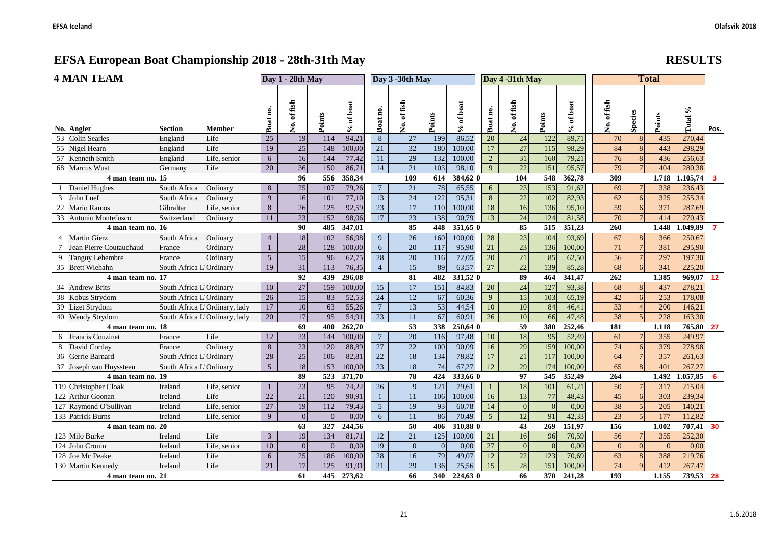# EFSA European Boat Championship 2018 - 28th-31th May

## RESULTS

### 4 MAN TEAM

| No. | Angler | Section | Member | Day 1 - 28th May Boat no. | No. of fish | Points | % of boat | Day 3 -30th May Boat no. | No. of fish | Points | % of boat | Day 4 -31th May Boat no. | No. of fish | Points | % of boat | Total No. of fish | Species | Points | Total % | Pos. |
|---|---|---|---|---|---|---|---|---|---|---|---|---|---|---|---|---|---|---|---|---|
| 53 | Colin Searles | England | Life | 25 | 19 | 114 | 94,21 | 8 | 27 | 199 | 86,52 | 20 | 24 | 122 | 89,71 | 70 | 8 | 435 | 270,44 | |
| 55 | Nigel Hearn | England | Life | 19 | 25 | 148 | 100,00 | 21 | 32 | 180 | 100,00 | 17 | 27 | 115 | 98,29 | 84 | 8 | 443 | 298,29 | |
| 57 | Kenneth Smith | England | Life, senior | 6 | 16 | 144 | 77,42 | 11 | 29 | 132 | 100,00 | 2 | 31 | 160 | 79,21 | 76 | 8 | 436 | 256,63 | |
| 68 | Marcus Wust | Germany | Life | 20 | 36 | 150 | 86,71 | 14 | 21 | 103 | 98,10 | 9 | 22 | 151 | 95,57 | 79 | 7 | 404 | 280,38 | |
| | **4 man team no. 15** | | | | **96** | **556** | **358,34** | | **109** | **614** | **384,62 0** | | **104** | **548** | **362,78** | **309** | | **1.718** | **1.105,74** | **3** |
| 1 | Daniel Hughes | South Africa | Ordinary | 8 | 25 | 107 | 79,26 | 7 | 21 | 78 | 65,55 | 6 | 23 | 153 | 91,62 | 69 | 7 | 338 | 236,43 | |
| 3 | John Luef | South Africa | Ordinary | 9 | 16 | 101 | 77,10 | 13 | 24 | 122 | 95,31 | 8 | 22 | 102 | 82,93 | 62 | 6 | 325 | 255,34 | |
| 22 | Mario Ramos | Gibraltar | Life, senior | 8 | 26 | 125 | 92,59 | 23 | 17 | 110 | 100,00 | 18 | 16 | 136 | 95,10 | 59 | 6 | 371 | 287,69 | |
| 33 | Antonio Montefusco | Switzerland | Ordinary | 11 | 23 | 152 | 98,06 | 17 | 23 | 138 | 90,79 | 13 | 24 | 124 | 81,58 | 70 | 7 | 414 | 270,43 | |
| | **4 man team no. 16** | | | | **90** | **485** | **347,01** | | **85** | **448** | **351,65 0** | | **85** | **515** | **351,23** | **260** | | **1.448** | **1.049,89** | **7** |
| 4 | Martin Gierz | South Africa | Ordinary | 4 | 18 | 102 | 56,98 | 9 | 26 | 160 | 100,00 | 28 | 23 | 104 | 93,69 | 67 | 8 | 366 | 250,67 | |
| 7 | Jean Pierre Coutauchaud | France | Ordinary | 1 | 28 | 128 | 100,00 | 6 | 20 | 117 | 95,90 | 21 | 23 | 136 | 100,00 | 71 | 7 | 381 | 295,90 | |
| 9 | Tanguy Lehembre | France | Ordinary | 5 | 15 | 96 | 62,75 | 28 | 20 | 116 | 72,05 | 20 | 21 | 85 | 62,50 | 56 | 7 | 297 | 197,30 | |
| 35 | Brett Wiehahn | South Africa L | Ordinary | 19 | 31 | 113 | 76,35 | 4 | 15 | 89 | 63,57 | 27 | 22 | 139 | 85,28 | 68 | 6 | 341 | 225,20 | |
| | **4 man team no. 17** | | | | **92** | **439** | **296,08** | | **81** | **482** | **331,52 0** | | **89** | **464** | **341,47** | **262** | | **1.385** | **969,07** | **12** |
| 34 | Andrew Brits | South Africa L | Ordinary | 10 | 27 | 159 | 100,00 | 15 | 17 | 151 | 84,83 | 20 | 24 | 127 | 93,38 | 68 | 8 | 437 | 278,21 | |
| 38 | Kobus Strydom | South Africa L | Ordinary | 26 | 15 | 83 | 52,53 | 24 | 12 | 67 | 60,36 | 9 | 15 | 103 | 65,19 | 42 | 6 | 253 | 178,08 | |
| 39 | Lizet Strydom | South Africa L | Ordinary, lady | 17 | 10 | 63 | 55,26 | 7 | 13 | 53 | 44,54 | 10 | 10 | 84 | 46,41 | 33 | 4 | 200 | 146,21 | |
| 40 | Wendy Strydom | South Africa L | Ordinary, lady | 20 | 17 | 95 | 54,91 | 23 | 11 | 67 | 60,91 | 26 | 10 | 66 | 47,48 | 38 | 5 | 228 | 163,30 | |
| | **4 man team no. 18** | | | | **69** | **400** | **262,70** | | **53** | **338** | **250,64 0** | | **59** | **380** | **252,46** | **181** | | **1.118** | **765,80** | **27** |
| 6 | Francis Couzinet | France | Life | 12 | 23 | 144 | 100,00 | 7 | 20 | 116 | 97,48 | 10 | 18 | 95 | 52,49 | 61 | 7 | 355 | 249,97 | |
| 8 | David Corday | France | Ordinary | 8 | 23 | 120 | 88,89 | 27 | 22 | 100 | 90,09 | 16 | 29 | 159 | 100,00 | 74 | 6 | 379 | 278,98 | |
| 36 | Gerrie Barnard | South Africa L | Ordinary | 28 | 25 | 106 | 82,81 | 22 | 18 | 134 | 78,82 | 17 | 21 | 117 | 100,00 | 64 | 7 | 357 | 261,63 | |
| 37 | Joseph van Huyssteen | South Africa L | Ordinary | 5 | 18 | 153 | 100,00 | 23 | 18 | 74 | 67,27 | 12 | 29 | 174 | 100,00 | 65 | 8 | 401 | 267,27 | |
| | **4 man team no. 19** | | | | **89** | **523** | **371,70** | | **78** | **424** | **333,66 0** | | **97** | **545** | **352,49** | **264** | | **1.492** | **1.057,85** | **6** |
| 119 | Christopher Cloak | Ireland | Life, senior | 1 | 23 | 95 | 74,22 | 26 | 9 | 121 | 79,61 | 1 | 18 | 101 | 61,21 | 50 | 7 | 317 | 215,04 | |
| 122 | Arthur Goonan | Ireland | Life | 22 | 21 | 120 | 90,91 | 1 | 11 | 106 | 100,00 | 16 | 13 | 77 | 48,43 | 45 | 6 | 303 | 239,34 | |
| 127 | Raymond O'Sullivan | Ireland | Life, senior | 27 | 19 | 112 | 79,43 | 5 | 19 | 93 | 60,78 | 14 | 0 | 0 | 0,00 | 38 | 5 | 205 | 140,21 | |
| 133 | Patrick Burns | Ireland | Life, senior | 9 | 0 | 0 | 0,00 | 6 | 11 | 86 | 70,49 | 5 | 12 | 91 | 42,33 | 23 | 5 | 177 | 112,82 | |
| | **4 man team no. 20** | | | | **63** | **327** | **244,56** | | **50** | **406** | **310,88 0** | | **43** | **269** | **151,97** | **156** | | **1.002** | **707,41** | **30** |
| 123 | Milo Burke | Ireland | Life | 3 | 19 | 134 | 81,71 | 12 | 21 | 125 | 100,00 | 21 | 16 | 96 | 70,59 | 56 | 7 | 355 | 252,30 | |
| 124 | John Cronin | Ireland | Life, senior | 10 | 0 | 0 | 0,00 | 19 | 0 | 0 | 0,00 | 27 | 0 | 0 | 0,00 | 0 | 0 | 0 | 0,00 | |
| 128 | Joe Mc Peake | Ireland | Life | 6 | 25 | 186 | 100,00 | 28 | 16 | 79 | 49,07 | 12 | 22 | 123 | 70,69 | 63 | 8 | 388 | 219,76 | |
| 130 | Martin Kennedy | Ireland | Life | 21 | 17 | 125 | 91,91 | 21 | 29 | 136 | 75,56 | 15 | 28 | 151 | 100,00 | 74 | 9 | 412 | 267,47 | |
| | **4 man team no. 21** | | | | **61** | **445** | **273,62** | | **66** | **340** | **224,63 0** | | **66** | **370** | **241,28** | **193** | | **1.155** | **739,53** | **28** |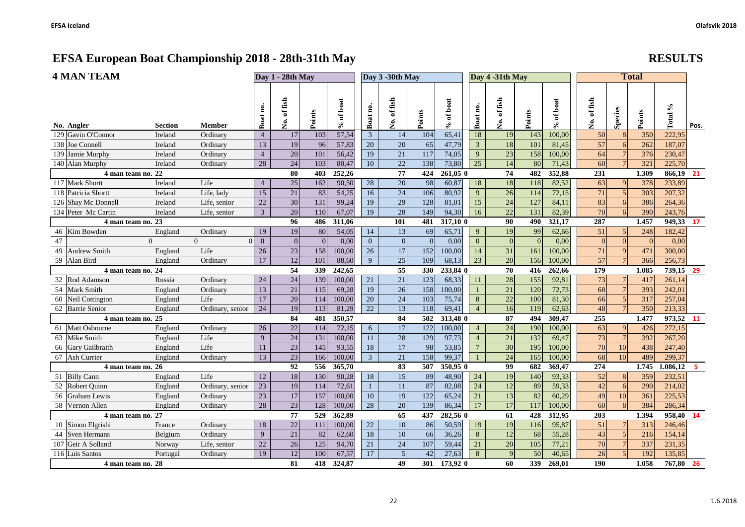# EFSA European Boat Championship 2018 - 28th-31th May

## RESULTS

### 4 MAN TEAM

| No. | Angler | Section | Member | Day 1 - 28th May Boat no. | No. of fish | Points | % of boat | Day 3 -30th May Boat no. | No. of fish | Points | % of boat | Day 4 -31th May Boat no. | No. of fish | Points | % of boat | Total No. of fish | Species | Points | Total % | Pos. |
|---|---|---|---|---|---|---|---|---|---|---|---|---|---|---|---|---|---|---|---|---|
| 129 | Gavin O'Connor | Ireland | Ordinary | 4 | 17 | 103 | 57,54 | 3 | 14 | 104 | 65,41 | 18 | 19 | 143 | 100,00 | 50 | 8 | 350 | 222,95 | |
| 138 | Joe Connell | Ireland | Ordinary | 13 | 19 | 96 | 57,83 | 20 | 20 | 65 | 47,79 | 3 | 18 | 101 | 81,45 | 57 | 6 | 262 | 187,07 | |
| 139 | Jamie Murphy | Ireland | Ordinary | 4 | 20 | 101 | 56,42 | 19 | 21 | 117 | 74,05 | 9 | 23 | 158 | 100,00 | 64 | 7 | 376 | 230,47 | |
| 140 | Alan Murphy | Ireland | Ordinary | 28 | 24 | 103 | 80,47 | 10 | 22 | 138 | 73,80 | 25 | 14 | 80 | 71,43 | 60 | 7 | 321 | 225,70 | |
| | 4 man team no. 22 | | | | 80 | 403 | 252,26 | | 77 | 424 | 261,05 0 | | 74 | 482 | 352,88 | 231 | | 1.309 | 866,19 | 21 |
| 117 | Mark Shortt | Ireland | Life | 4 | 25 | 162 | 90,50 | 28 | 20 | 98 | 60,87 | 18 | 18 | 118 | 82,52 | 63 | 9 | 378 | 233,89 | |
| 118 | Patricia Shortt | Ireland | Life, lady | 15 | 21 | 83 | 54,25 | 16 | 24 | 106 | 80,92 | 9 | 26 | 114 | 72,15 | 71 | 5 | 303 | 207,32 | |
| 126 | Shay Mc Donnell | Ireland | Life, senior | 22 | 30 | 131 | 99,24 | 19 | 29 | 128 | 81,01 | 15 | 24 | 127 | 84,11 | 83 | 6 | 386 | 264,36 | |
| 134 | Peter Mc Cartin | Ireland | Life, senior | 3 | 20 | 110 | 67,07 | 19 | 28 | 149 | 94,30 | 16 | 22 | 131 | 82,39 | 70 | 6 | 390 | 243,76 | |
| | 4 man team no. 23 | | | | 96 | 486 | 311,06 | | 101 | 481 | 317,10 0 | | 90 | 490 | 321,17 | 287 | | 1.457 | 949,33 | 17 |
| 46 | Kim Bowden | England | Ordinary | 19 | 19 | 80 | 54,05 | 14 | 13 | 69 | 65,71 | 9 | 19 | 99 | 62,66 | 51 | 5 | 248 | 182,42 | |
| 47 | 0 | 0 | 0 | 0 | 0 | 0 | 0,00 | 0 | 0 | 0 | 0,00 | 0 | 0 | 0 | 0,00 | 0 | 0 | 0 | 0,00 | |
| 49 | Andrew Smith | England | Life | 26 | 23 | 158 | 100,00 | 26 | 17 | 152 | 100,00 | 14 | 31 | 161 | 100,00 | 71 | 9 | 471 | 300,00 | |
| 59 | Alan Bird | England | Ordinary | 17 | 12 | 101 | 88,60 | 9 | 25 | 109 | 68,13 | 23 | 20 | 156 | 100,00 | 57 | 7 | 366 | 256,73 | |
| | 4 man team no. 24 | | | | 54 | 339 | 242,65 | | 55 | 330 | 233,84 0 | | 70 | 416 | 262,66 | 179 | | 1.085 | 739,15 | 29 |
| 32 | Rod Adamson | Russia | Ordinary | 24 | 24 | 139 | 100,00 | 21 | 21 | 123 | 68,33 | 11 | 28 | 155 | 92,81 | 73 | 7 | 417 | 261,14 | |
| 54 | Mark Smith | England | Ordinary | 13 | 21 | 115 | 69,28 | 19 | 26 | 158 | 100,00 | 1 | 21 | 120 | 72,73 | 68 | 7 | 393 | 242,01 | |
| 60 | Neil Cottington | England | Life | 17 | 20 | 114 | 100,00 | 20 | 24 | 103 | 75,74 | 8 | 22 | 100 | 81,30 | 66 | 5 | 317 | 257,04 | |
| 62 | Barrie Senior | England | Ordinary, senior | 24 | 19 | 113 | 81,29 | 22 | 13 | 118 | 69,41 | 4 | 16 | 119 | 62,63 | 48 | 7 | 350 | 213,33 | |
| | 4 man team no. 25 | | | | 84 | 481 | 350,57 | | 84 | 502 | 313,48 0 | | 87 | 494 | 309,47 | 255 | | 1.477 | 973,52 | 11 |
| 61 | Matt Osbourne | England | Ordinary | 26 | 22 | 114 | 72,15 | 6 | 17 | 122 | 100,00 | 4 | 24 | 190 | 100,00 | 63 | 9 | 426 | 272,15 | |
| 63 | Mike Smith | England | Life | 9 | 24 | 131 | 100,00 | 11 | 28 | 129 | 97,73 | 4 | 21 | 132 | 69,47 | 73 | 7 | 392 | 267,20 | |
| 66 | Gary Gailbraith | England | Life | 11 | 23 | 145 | 93,55 | 18 | 17 | 98 | 53,85 | 7 | 30 | 195 | 100,00 | 70 | 10 | 438 | 247,40 | |
| 67 | Ash Currier | England | Ordinary | 13 | 23 | 166 | 100,00 | 3 | 21 | 158 | 99,37 | 1 | 24 | 165 | 100,00 | 68 | 10 | 489 | 299,37 | |
| | 4 man team no. 26 | | | | 92 | 556 | 365,70 | | 83 | 507 | 350,95 0 | | 99 | 682 | 369,47 | 274 | | 1.745 | 1.086,12 | 5 |
| 51 | Billy Cann | England | Life | 12 | 18 | 130 | 90,28 | 18 | 15 | 89 | 48,90 | 24 | 19 | 140 | 93,33 | 52 | 8 | 359 | 232,51 | |
| 52 | Robert Quinn | England | Ordinary, senior | 23 | 19 | 114 | 72,61 | 1 | 11 | 87 | 82,08 | 24 | 12 | 89 | 59,33 | 42 | 6 | 290 | 214,02 | |
| 56 | Graham Lewis | England | Ordinary | 23 | 17 | 157 | 100,00 | 10 | 19 | 122 | 65,24 | 21 | 13 | 82 | 60,29 | 49 | 10 | 361 | 225,53 | |
| 58 | Vernon Allen | England | Ordinary | 28 | 23 | 128 | 100,00 | 28 | 20 | 139 | 86,34 | 17 | 17 | 117 | 100,00 | 60 | 8 | 384 | 286,34 | |
| | 4 man team no. 27 | | | | 77 | 529 | 362,89 | | 65 | 437 | 282,56 0 | | 61 | 428 | 312,95 | 203 | | 1.394 | 958,40 | 14 |
| 10 | Simon Elgrishi | France | Ordinary | 18 | 22 | 111 | 100,00 | 22 | 10 | 86 | 50,59 | 19 | 19 | 116 | 95,87 | 51 | 7 | 313 | 246,46 | |
| 44 | Sven Hermans | Belgium | Ordinary | 9 | 21 | 82 | 62,60 | 18 | 10 | 66 | 36,26 | 8 | 12 | 68 | 55,28 | 43 | 5 | 216 | 154,14 | |
| 107 | Geir A Solland | Norway | Life, senior | 22 | 26 | 125 | 94,70 | 21 | 24 | 107 | 59,44 | 21 | 20 | 105 | 77,21 | 70 | 7 | 337 | 231,35 | |
| 116 | Luis Santos | Portugal | Ordinary | 19 | 12 | 100 | 67,57 | 17 | 5 | 42 | 27,63 | 8 | 9 | 50 | 40,65 | 26 | 5 | 192 | 135,85 | |
| | 4 man team no. 28 | | | | 81 | 418 | 324,87 | | 49 | 301 | 173,92 0 | | 60 | 339 | 269,01 | 190 | | 1.058 | 767,80 | 26 |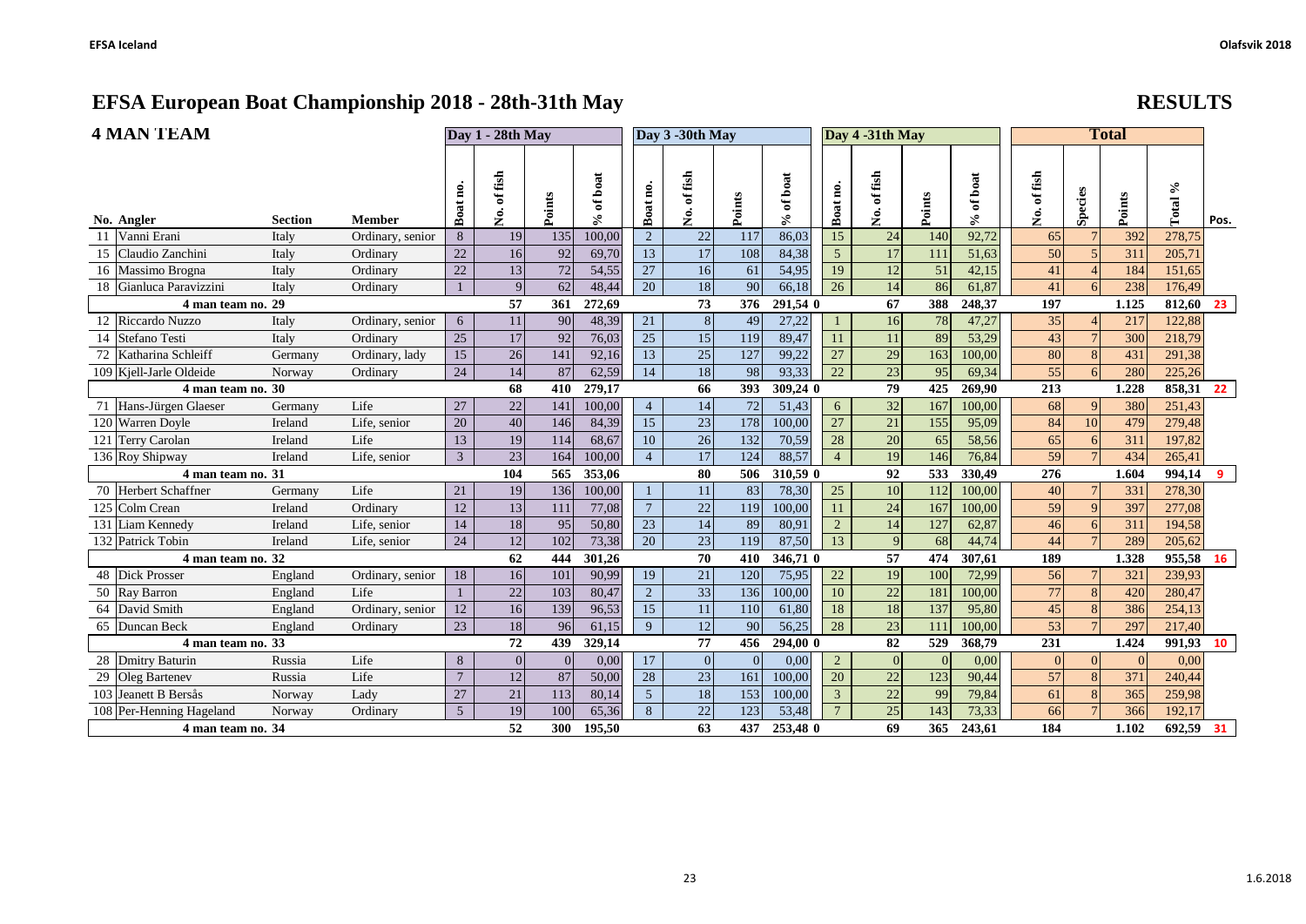# EFSA European Boat Championship 2018 - 28th-31th May

**RESULTS**

## 4 MAN TEAM

| | | | | Day 1 - 28th May | | | | Day 3 -30th May | | | | Day 4 -31th May | | | | Total | | | | |
|---|---|---|---|---|---|---|---|---|---|---|---|---|---|---|---|---|---|---|---|---|
| No. | Angler | Section | Member | Boat no. | No. of fish | Points | % of boat | Boat no. | No. of fish | Points | % of boat | Boat no. | No. of fish | Points | % of boat | No. of fish | Species | Points | Total % | Pos. |
| 11 | Vanni Erani | Italy | Ordinary, senior | 8 | 19 | 135 | 100,00 | 2 | 22 | 117 | 86,03 | 15 | 24 | 140 | 92,72 | 65 | 7 | 392 | 278,75 | |
| 15 | Claudio Zanchini | Italy | Ordinary | 22 | 16 | 92 | 69,70 | 13 | 17 | 108 | 84,38 | 5 | 17 | 111 | 51,63 | 50 | 5 | 311 | 205,71 | |
| 16 | Massimo Brogna | Italy | Ordinary | 22 | 13 | 72 | 54,55 | 27 | 16 | 61 | 54,95 | 19 | 12 | 51 | 42,15 | 41 | 4 | 184 | 151,65 | |
| 18 | Gianluca Paravizzini | Italy | Ordinary | 1 | 9 | 62 | 48,44 | 20 | 18 | 90 | 66,18 | 26 | 14 | 86 | 61,87 | 41 | 6 | 238 | 176,49 | |
| | **4 man team no. 29** | | | | **57** | **361** | **272,69** | | **73** | **376** | **291,54 0** | | **67** | **388** | **248,37** | **197** | | **1.125** | **812,60** | **23** |
| 12 | Riccardo Nuzzo | Italy | Ordinary, senior | 6 | 11 | 90 | 48,39 | 21 | 8 | 49 | 27,22 | 1 | 16 | 78 | 47,27 | 35 | 4 | 217 | 122,88 | |
| 14 | Stefano Testi | Italy | Ordinary | 25 | 17 | 92 | 76,03 | 25 | 15 | 119 | 89,47 | 11 | 11 | 89 | 53,29 | 43 | 7 | 300 | 218,79 | |
| 72 | Katharina Schleiff | Germany | Ordinary, lady | 15 | 26 | 141 | 92,16 | 13 | 25 | 127 | 99,22 | 27 | 29 | 163 | 100,00 | 80 | 8 | 431 | 291,38 | |
| 109 | Kjell-Jarle Oldeide | Norway | Ordinary | 24 | 14 | 87 | 62,59 | 14 | 18 | 98 | 93,33 | 22 | 23 | 95 | 69,34 | 55 | 6 | 280 | 225,26 | |
| | **4 man team no. 30** | | | | **68** | **410** | **279,17** | | **66** | **393** | **309,24 0** | | **79** | **425** | **269,90** | **213** | | **1.228** | **858,31** | **22** |
| 71 | Hans-Jürgen Glaeser | Germany | Life | 27 | 22 | 141 | 100,00 | 4 | 14 | 72 | 51,43 | 6 | 32 | 167 | 100,00 | 68 | 9 | 380 | 251,43 | |
| 120 | Warren Doyle | Ireland | Life, senior | 20 | 40 | 146 | 84,39 | 15 | 23 | 178 | 100,00 | 27 | 21 | 155 | 95,09 | 84 | 10 | 479 | 279,48 | |
| 121 | Terry Carolan | Ireland | Life | 13 | 19 | 114 | 68,67 | 10 | 26 | 132 | 70,59 | 28 | 20 | 65 | 58,56 | 65 | 6 | 311 | 197,82 | |
| 136 | Roy Shipway | Ireland | Life, senior | 3 | 23 | 164 | 100,00 | 4 | 17 | 124 | 88,57 | 4 | 19 | 146 | 76,84 | 59 | 7 | 434 | 265,41 | |
| | **4 man team no. 31** | | | | **104** | **565** | **353,06** | | **80** | **506** | **310,59 0** | | **92** | **533** | **330,49** | **276** | | **1.604** | **994,14** | **9** |
| 70 | Herbert Schaffner | Germany | Life | 21 | 19 | 136 | 100,00 | 1 | 11 | 83 | 78,30 | 25 | 10 | 112 | 100,00 | 40 | 7 | 331 | 278,30 | |
| 125 | Colm Crean | Ireland | Ordinary | 12 | 13 | 111 | 77,08 | 7 | 22 | 119 | 100,00 | 11 | 24 | 167 | 100,00 | 59 | 9 | 397 | 277,08 | |
| 131 | Liam Kennedy | Ireland | Life, senior | 14 | 18 | 95 | 50,80 | 23 | 14 | 89 | 80,91 | 2 | 14 | 127 | 62,87 | 46 | 6 | 311 | 194,58 | |
| 132 | Patrick Tobin | Ireland | Life, senior | 24 | 12 | 102 | 73,38 | 20 | 23 | 119 | 87,50 | 13 | 9 | 68 | 44,74 | 44 | 7 | 289 | 205,62 | |
| | **4 man team no. 32** | | | | **62** | **444** | **301,26** | | **70** | **410** | **346,71 0** | | **57** | **474** | **307,61** | **189** | | **1.328** | **955,58** | **16** |
| 48 | Dick Prosser | England | Ordinary, senior | 18 | 16 | 101 | 90,99 | 19 | 21 | 120 | 75,95 | 22 | 19 | 100 | 72,99 | 56 | 7 | 321 | 239,93 | |
| 50 | Ray Barron | England | Life | 1 | 22 | 103 | 80,47 | 2 | 33 | 136 | 100,00 | 10 | 22 | 181 | 100,00 | 77 | 8 | 420 | 280,47 | |
| 64 | David Smith | England | Ordinary, senior | 12 | 16 | 139 | 96,53 | 15 | 11 | 110 | 61,80 | 18 | 18 | 137 | 95,80 | 45 | 8 | 386 | 254,13 | |
| 65 | Duncan Beck | England | Ordinary | 23 | 18 | 96 | 61,15 | 9 | 12 | 90 | 56,25 | 28 | 23 | 111 | 100,00 | 53 | 7 | 297 | 217,40 | |
| | **4 man team no. 33** | | | | **72** | **439** | **329,14** | | **77** | **456** | **294,00 0** | | **82** | **529** | **368,79** | **231** | | **1.424** | **991,93** | **10** |
| 28 | Dmitry Baturin | Russia | Life | 8 | 0 | 0 | 0,00 | 17 | 0 | 0 | 0,00 | 2 | 0 | 0 | 0,00 | 0 | 0 | 0 | 0,00 | |
| 29 | Oleg Bartenev | Russia | Life | 7 | 12 | 87 | 50,00 | 28 | 23 | 161 | 100,00 | 20 | 22 | 123 | 90,44 | 57 | 8 | 371 | 240,44 | |
| 103 | Jeanett B Bersås | Norway | Lady | 27 | 21 | 113 | 80,14 | 5 | 18 | 153 | 100,00 | 3 | 22 | 99 | 79,84 | 61 | 8 | 365 | 259,98 | |
| 108 | Per-Henning Hageland | Norway | Ordinary | 5 | 19 | 100 | 65,36 | 8 | 22 | 123 | 53,48 | 7 | 25 | 143 | 73,33 | 66 | 7 | 366 | 192,17 | |
| | **4 man team no. 34** | | | | **52** | **300** | **195,50** | | **63** | **437** | **253,48 0** | | **69** | **365** | **243,61** | **184** | | **1.102** | **692,59** | **31** |